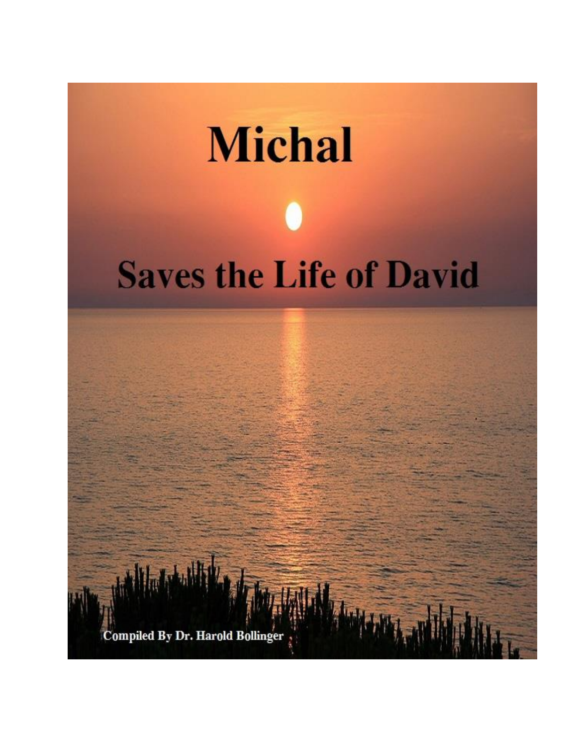# Michal

# Saves the Life of David

Compiled By Dr. Harold Bollinger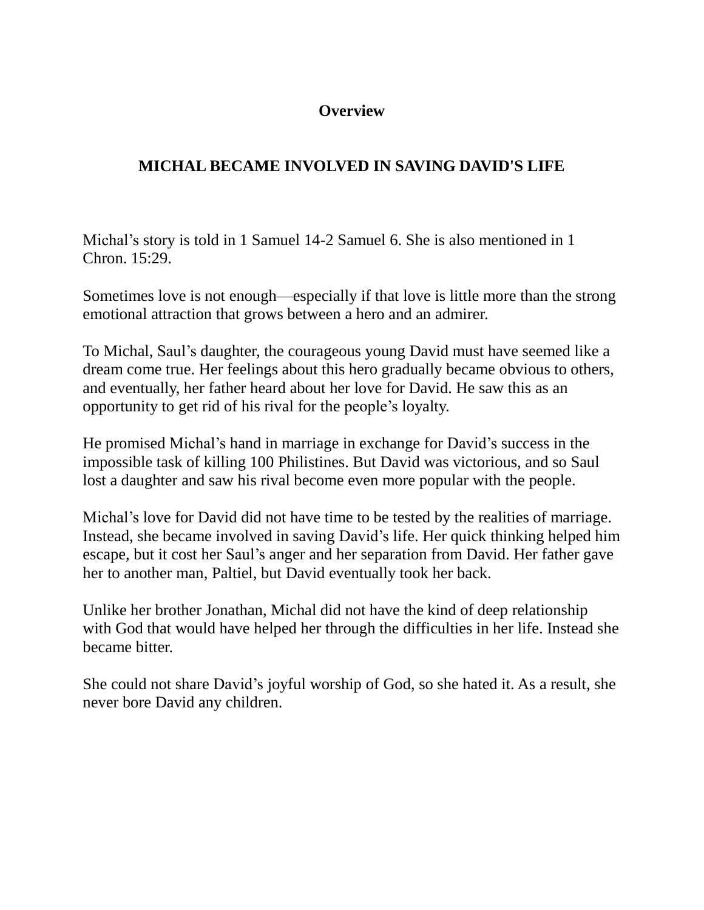## Overview

## MICHAL BECAME INVOLVED IN SAVING DAVID'S LIFE

Michal's story is told in 1 Samuel 14-2 Samuel 6. She is also mentioned in 1 Chron. 15:29.

Sometimes love is not enough—especially if that love is little more than the strong emotional attraction that grows between a hero and an admirer.

To Michal, Saul's daughter, the courageous young David must have seemed like a dream come true. Her feelings about this hero gradually became obvious to others, and eventually, her father heard about her love for David. He saw this as an opportunity to get rid of his rival for the people's loyalty.

He promised Michal's hand in marriage in exchange for David's success in the impossible task of killing 100 Philistines. But David was victorious, and so Saul lost a daughter and saw his rival become even more popular with the people.

Michal's love for David did not have time to be tested by the realities of marriage. Instead, she became involved in saving David's life. Her quick thinking helped him escape, but it cost her Saul's anger and her separation from David. Her father gave her to another man, Paltiel, but David eventually took her back.

Unlike her brother Jonathan, Michal did not have the kind of deep relationship with God that would have helped her through the difficulties in her life. Instead she became bitter.

She could not share David's joyful worship of God, so she hated it. As a result, she never bore David any children.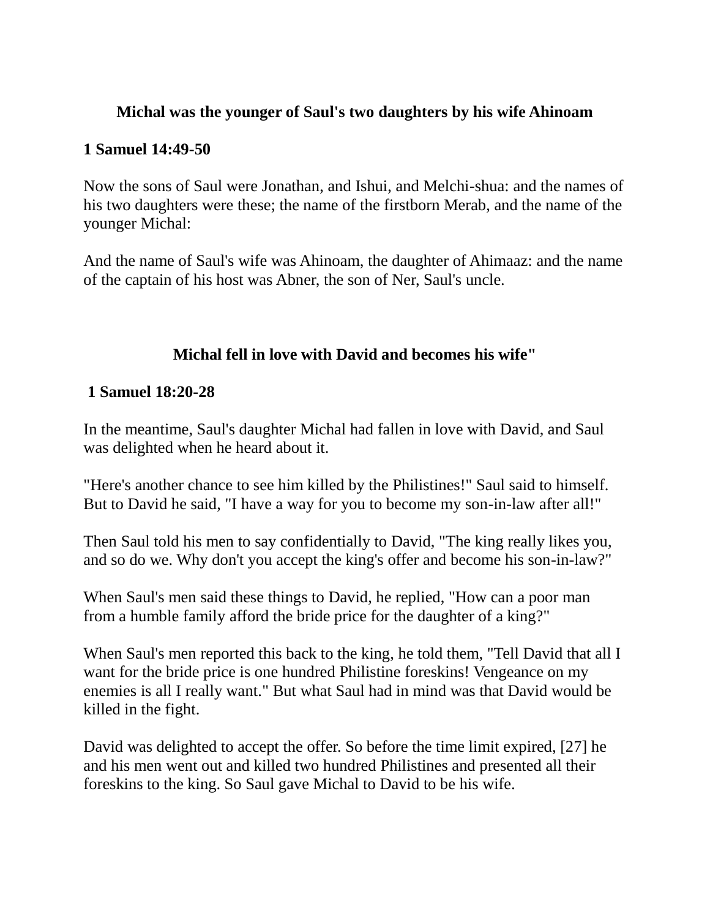**Michal was the younger of Saul's two daughters by his wife Ahinoam**

**1 Samuel 14:49-50**

Now the sons of Saul were Jonathan, and Ishui, and Melchi-shua: and the names of his two daughters were these; the name of the firstborn Merab, and the name of the younger Michal:

And the name of Saul's wife was Ahinoam, the daughter of Ahimaaz: and the name of the captain of his host was Abner, the son of Ner, Saul's uncle.

**Michal fell in love with David and becomes his wife"**

**1 Samuel 18:20-28**

In the meantime, Saul's daughter Michal had fallen in love with David, and Saul was delighted when he heard about it.

"Here's another chance to see him killed by the Philistines!" Saul said to himself. But to David he said, "I have a way for you to become my son-in-law after all!"

Then Saul told his men to say confidentially to David, "The king really likes you, and so do we. Why don't you accept the king's offer and become his son-in-law?"

When Saul's men said these things to David, he replied, "How can a poor man from a humble family afford the bride price for the daughter of a king?"

When Saul's men reported this back to the king, he told them, "Tell David that all I want for the bride price is one hundred Philistine foreskins! Vengeance on my enemies is all I really want." But what Saul had in mind was that David would be killed in the fight.

David was delighted to accept the offer. So before the time limit expired, [27] he and his men went out and killed two hundred Philistines and presented all their foreskins to the king. So Saul gave Michal to David to be his wife.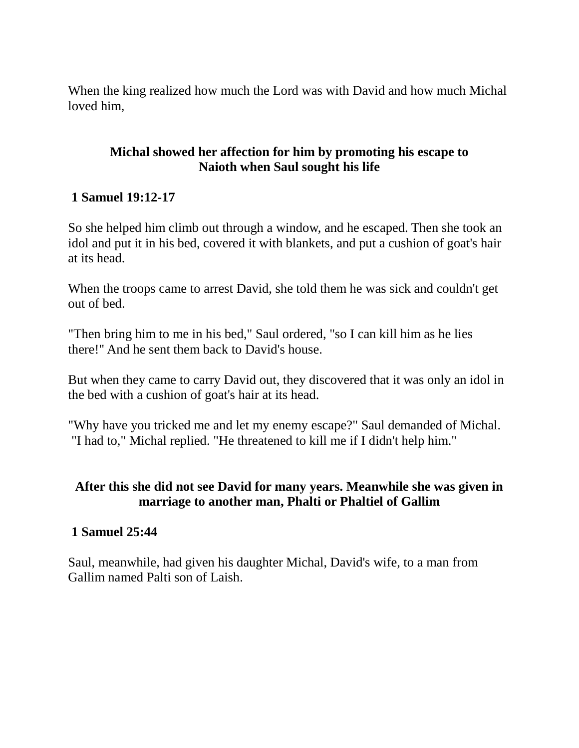When the king realized how much the Lord was with David and how much Michal loved him,

**Michal showed her affection for him by promoting his escape to Naioth when Saul sought his life**

**1 Samuel 19:12-17**

So she helped him climb out through a window, and he escaped. Then she took an idol and put it in his bed, covered it with blankets, and put a cushion of goat's hair at its head.

When the troops came to arrest David, she told them he was sick and couldn't get out of bed.

"Then bring him to me in his bed," Saul ordered, "so I can kill him as he lies there!" And he sent them back to David's house.

But when they came to carry David out, they discovered that it was only an idol in the bed with a cushion of goat's hair at its head.

"Why have you tricked me and let my enemy escape?" Saul demanded of Michal. "I had to," Michal replied. "He threatened to kill me if I didn't help him."

**After this she did not see David for many years. Meanwhile she was given in marriage to another man, Phalti or Phaltiel of Gallim**

**1 Samuel 25:44**

Saul, meanwhile, had given his daughter Michal, David's wife, to a man from Gallim named Palti son of Laish.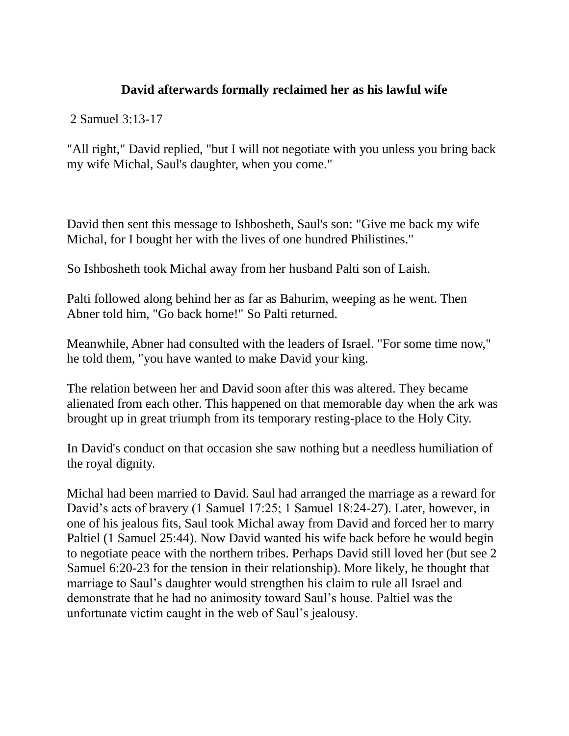### David afterwards formally reclaimed her as his lawful wife

2 Samuel 3:13-17

"All right," David replied, "but I will not negotiate with you unless you bring back my wife Michal, Saul's daughter, when you come."

David then sent this message to Ishbosheth, Saul's son: "Give me back my wife Michal, for I bought her with the lives of one hundred Philistines."

So Ishbosheth took Michal away from her husband Palti son of Laish.

Palti followed along behind her as far as Bahurim, weeping as he went. Then Abner told him, "Go back home!" So Palti returned.

Meanwhile, Abner had consulted with the leaders of Israel. "For some time now," he told them, "you have wanted to make David your king.

The relation between her and David soon after this was altered. They became alienated from each other. This happened on that memorable day when the ark was brought up in great triumph from its temporary resting-place to the Holy City.

In David's conduct on that occasion she saw nothing but a needless humiliation of the royal dignity.

Michal had been married to David. Saul had arranged the marriage as a reward for David's acts of bravery (1 Samuel 17:25; 1 Samuel 18:24-27). Later, however, in one of his jealous fits, Saul took Michal away from David and forced her to marry Paltiel (1 Samuel 25:44). Now David wanted his wife back before he would begin to negotiate peace with the northern tribes. Perhaps David still loved her (but see 2 Samuel 6:20-23 for the tension in their relationship). More likely, he thought that marriage to Saul's daughter would strengthen his claim to rule all Israel and demonstrate that he had no animosity toward Saul's house. Paltiel was the unfortunate victim caught in the web of Saul's jealousy.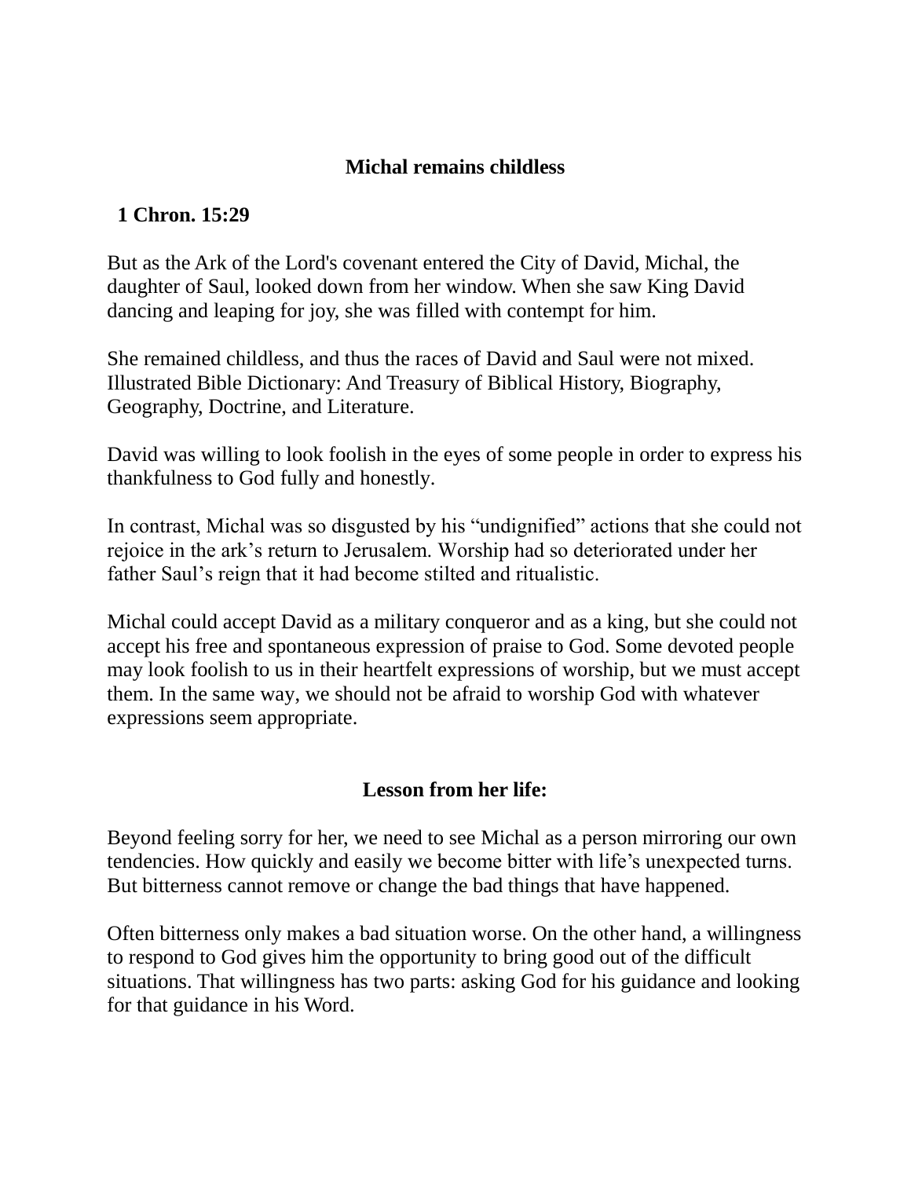## Michal remains childless

**1 Chron. 15:29**

But as the Ark of the Lord's covenant entered the City of David, Michal, the daughter of Saul, looked down from her window. When she saw King David dancing and leaping for joy, she was filled with contempt for him.

She remained childless, and thus the races of David and Saul were not mixed. Illustrated Bible Dictionary: And Treasury of Biblical History, Biography, Geography, Doctrine, and Literature.

David was willing to look foolish in the eyes of some people in order to express his thankfulness to God fully and honestly.

In contrast, Michal was so disgusted by his "undignified" actions that she could not rejoice in the ark's return to Jerusalem. Worship had so deteriorated under her father Saul's reign that it had become stilted and ritualistic.

Michal could accept David as a military conqueror and as a king, but she could not accept his free and spontaneous expression of praise to God. Some devoted people may look foolish to us in their heartfelt expressions of worship, but we must accept them. In the same way, we should not be afraid to worship God with whatever expressions seem appropriate.

## Lesson from her life:

Beyond feeling sorry for her, we need to see Michal as a person mirroring our own tendencies. How quickly and easily we become bitter with life's unexpected turns. But bitterness cannot remove or change the bad things that have happened.

Often bitterness only makes a bad situation worse. On the other hand, a willingness to respond to God gives him the opportunity to bring good out of the difficult situations. That willingness has two parts: asking God for his guidance and looking for that guidance in his Word.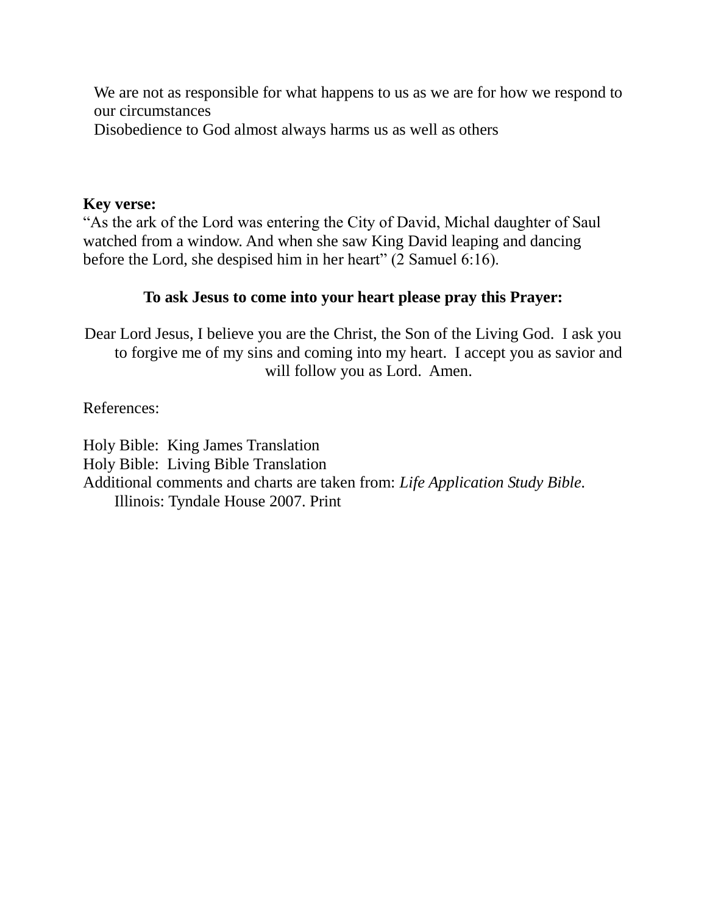We are not as responsible for what happens to us as we are for how we respond to our circumstances

Disobedience to God almost always harms us as well as others

**Key verse:**
"As the ark of the Lord was entering the City of David, Michal daughter of Saul watched from a window. And when she saw King David leaping and dancing before the Lord, she despised him in her heart" (2 Samuel 6:16).

**To ask Jesus to come into your heart please pray this Prayer:**

Dear Lord Jesus, I believe you are the Christ, the Son of the Living God. I ask you to forgive me of my sins and coming into my heart. I accept you as savior and will follow you as Lord. Amen.

References:

Holy Bible: King James Translation
Holy Bible: Living Bible Translation
Additional comments and charts are taken from: *Life Application Study Bible*. Illinois: Tyndale House 2007. Print